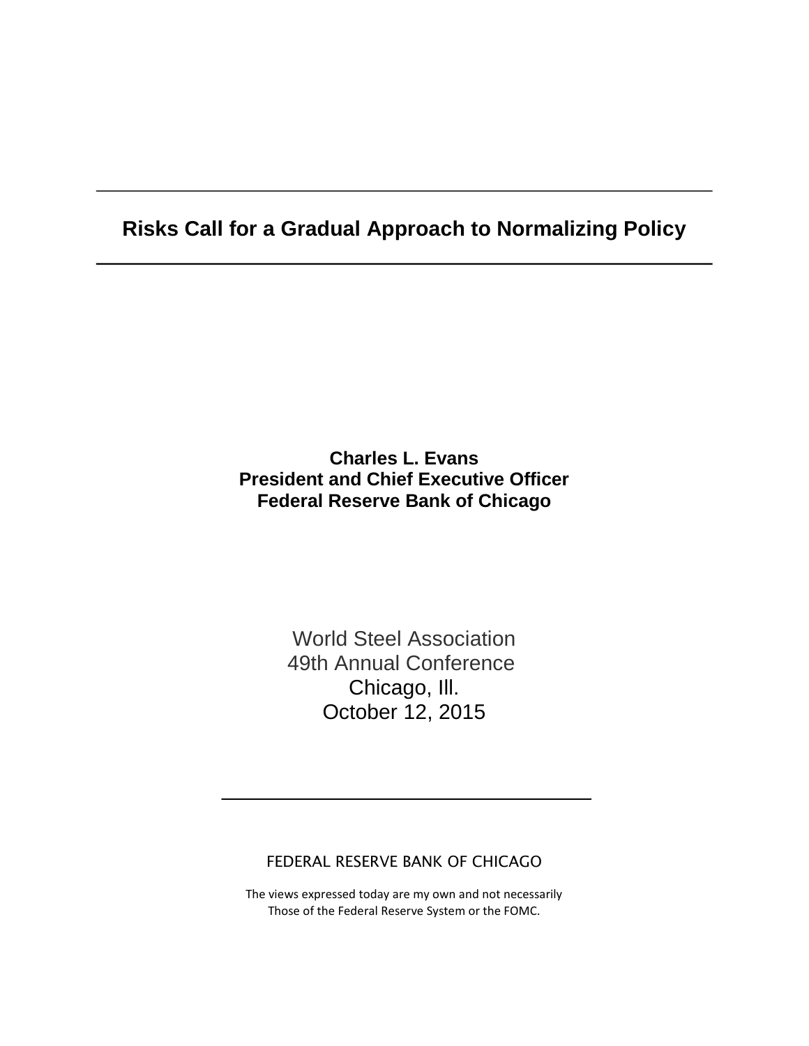# Risks Call for a Gradual Approach to Normalizing Policy

**Charles L. Evans**
**President and Chief Executive Officer**
**Federal Reserve Bank of Chicago**

World Steel Association
49th Annual Conference
Chicago, Ill.
October 12, 2015

FEDERAL RESERVE BANK OF CHICAGO

The views expressed today are my own and not necessarily
Those of the Federal Reserve System or the FOMC.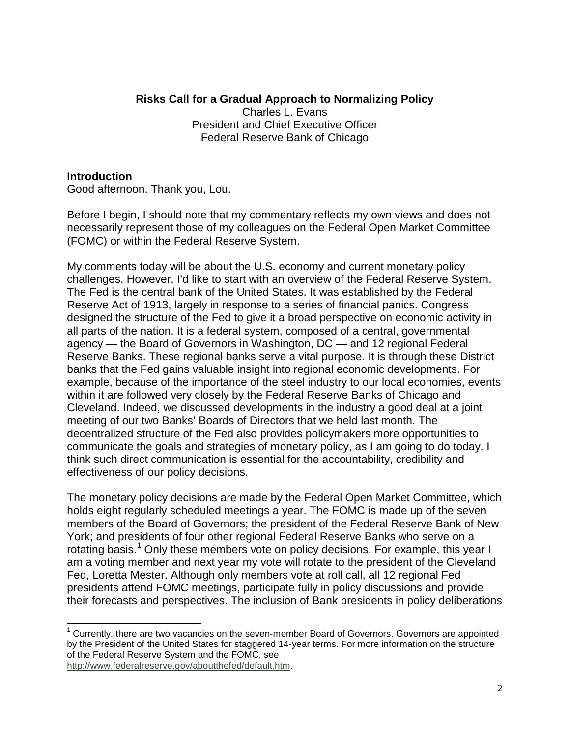**Risks Call for a Gradual Approach to Normalizing Policy**

Charles L. Evans
President and Chief Executive Officer
Federal Reserve Bank of Chicago

## Introduction

Good afternoon. Thank you, Lou.

Before I begin, I should note that my commentary reflects my own views and does not necessarily represent those of my colleagues on the Federal Open Market Committee (FOMC) or within the Federal Reserve System.

My comments today will be about the U.S. economy and current monetary policy challenges. However, I'd like to start with an overview of the Federal Reserve System. The Fed is the central bank of the United States. It was established by the Federal Reserve Act of 1913, largely in response to a series of financial panics. Congress designed the structure of the Fed to give it a broad perspective on economic activity in all parts of the nation. It is a federal system, composed of a central, governmental agency — the Board of Governors in Washington, DC — and 12 regional Federal Reserve Banks. These regional banks serve a vital purpose. It is through these District banks that the Fed gains valuable insight into regional economic developments. For example, because of the importance of the steel industry to our local economies, events within it are followed very closely by the Federal Reserve Banks of Chicago and Cleveland. Indeed, we discussed developments in the industry a good deal at a joint meeting of our two Banks' Boards of Directors that we held last month. The decentralized structure of the Fed also provides policymakers more opportunities to communicate the goals and strategies of monetary policy, as I am going to do today. I think such direct communication is essential for the accountability, credibility and effectiveness of our policy decisions.

The monetary policy decisions are made by the Federal Open Market Committee, which holds eight regularly scheduled meetings a year. The FOMC is made up of the seven members of the Board of Governors; the president of the Federal Reserve Bank of New York; and presidents of four other regional Federal Reserve Banks who serve on a rotating basis.[1] Only these members vote on policy decisions. For example, this year I am a voting member and next year my vote will rotate to the president of the Cleveland Fed, Loretta Mester. Although only members vote at roll call, all 12 regional Fed presidents attend FOMC meetings, participate fully in policy discussions and provide their forecasts and perspectives. The inclusion of Bank presidents in policy deliberations

---

[1] Currently, there are two vacancies on the seven-member Board of Governors. Governors are appointed by the President of the United States for staggered 14-year terms. For more information on the structure of the Federal Reserve System and the FOMC, see http://www.federalreserve.gov/aboutthefed/default.htm.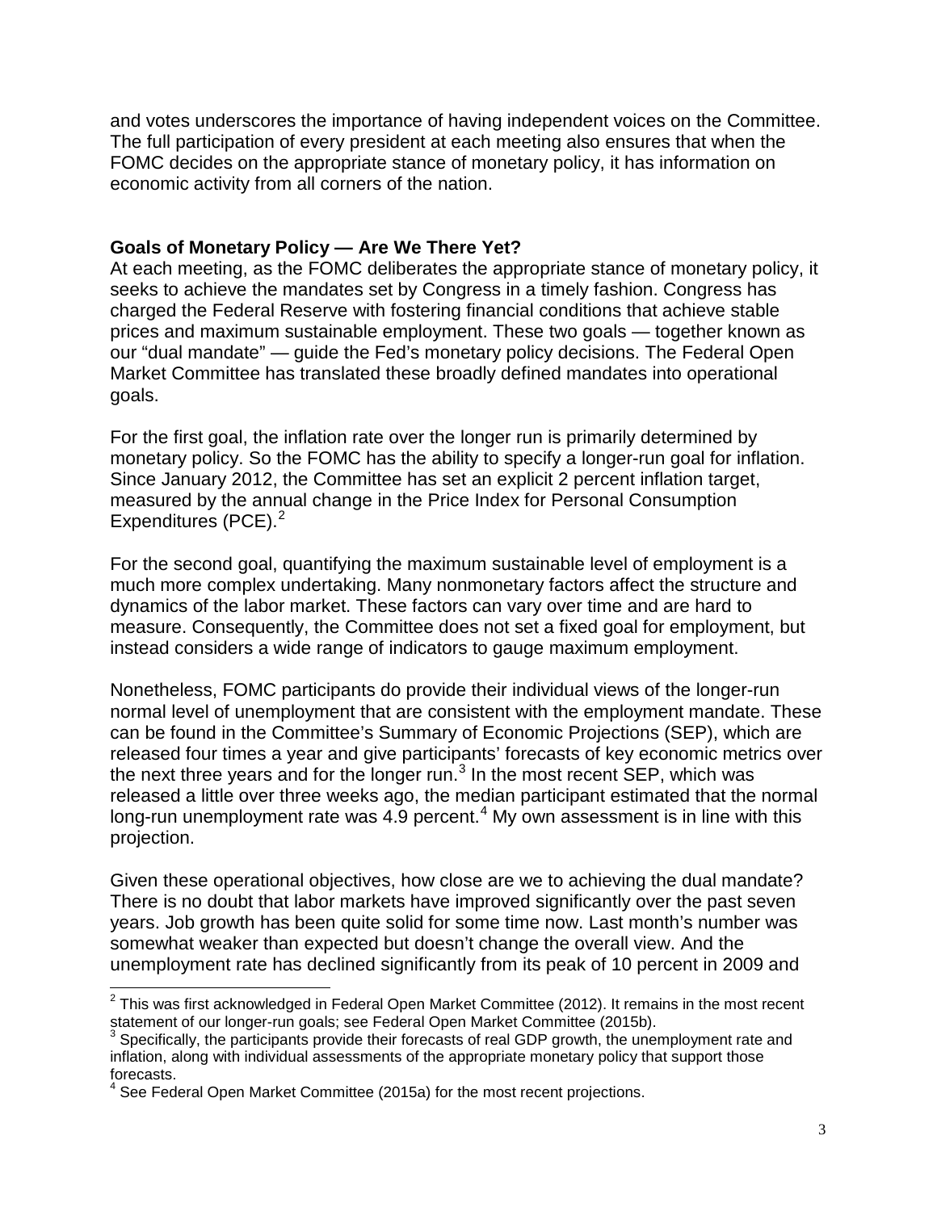and votes underscores the importance of having independent voices on the Committee. The full participation of every president at each meeting also ensures that when the FOMC decides on the appropriate stance of monetary policy, it has information on economic activity from all corners of the nation.

**Goals of Monetary Policy — Are We There Yet?**

At each meeting, as the FOMC deliberates the appropriate stance of monetary policy, it seeks to achieve the mandates set by Congress in a timely fashion. Congress has charged the Federal Reserve with fostering financial conditions that achieve stable prices and maximum sustainable employment. These two goals — together known as our "dual mandate" — guide the Fed's monetary policy decisions. The Federal Open Market Committee has translated these broadly defined mandates into operational goals.

For the first goal, the inflation rate over the longer run is primarily determined by monetary policy. So the FOMC has the ability to specify a longer-run goal for inflation. Since January 2012, the Committee has set an explicit 2 percent inflation target, measured by the annual change in the Price Index for Personal Consumption Expenditures (PCE).[2]

For the second goal, quantifying the maximum sustainable level of employment is a much more complex undertaking. Many nonmonetary factors affect the structure and dynamics of the labor market. These factors can vary over time and are hard to measure. Consequently, the Committee does not set a fixed goal for employment, but instead considers a wide range of indicators to gauge maximum employment.

Nonetheless, FOMC participants do provide their individual views of the longer-run normal level of unemployment that are consistent with the employment mandate. These can be found in the Committee's Summary of Economic Projections (SEP), which are released four times a year and give participants' forecasts of key economic metrics over the next three years and for the longer run.[3] In the most recent SEP, which was released a little over three weeks ago, the median participant estimated that the normal long-run unemployment rate was 4.9 percent.[4] My own assessment is in line with this projection.

Given these operational objectives, how close are we to achieving the dual mandate? There is no doubt that labor markets have improved significantly over the past seven years. Job growth has been quite solid for some time now. Last month's number was somewhat weaker than expected but doesn't change the overall view. And the unemployment rate has declined significantly from its peak of 10 percent in 2009 and

---

[2] This was first acknowledged in Federal Open Market Committee (2012). It remains in the most recent statement of our longer-run goals; see Federal Open Market Committee (2015b).

[3] Specifically, the participants provide their forecasts of real GDP growth, the unemployment rate and inflation, along with individual assessments of the appropriate monetary policy that support those forecasts.

[4] See Federal Open Market Committee (2015a) for the most recent projections.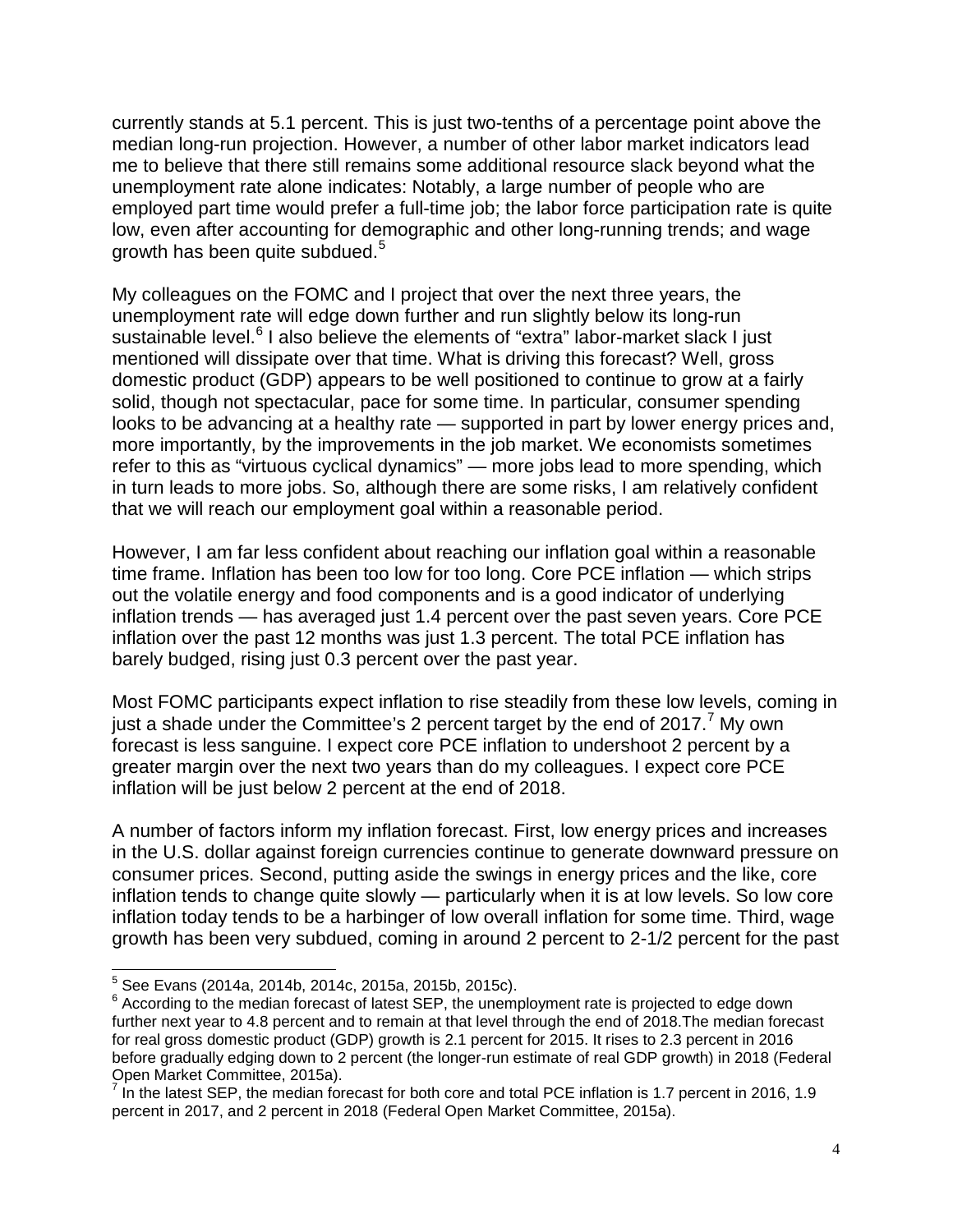currently stands at 5.1 percent. This is just two-tenths of a percentage point above the median long-run projection. However, a number of other labor market indicators lead me to believe that there still remains some additional resource slack beyond what the unemployment rate alone indicates: Notably, a large number of people who are employed part time would prefer a full-time job; the labor force participation rate is quite low, even after accounting for demographic and other long-running trends; and wage growth has been quite subdued.[5]

My colleagues on the FOMC and I project that over the next three years, the unemployment rate will edge down further and run slightly below its long-run sustainable level.[6] I also believe the elements of "extra" labor-market slack I just mentioned will dissipate over that time. What is driving this forecast? Well, gross domestic product (GDP) appears to be well positioned to continue to grow at a fairly solid, though not spectacular, pace for some time. In particular, consumer spending looks to be advancing at a healthy rate — supported in part by lower energy prices and, more importantly, by the improvements in the job market. We economists sometimes refer to this as "virtuous cyclical dynamics" — more jobs lead to more spending, which in turn leads to more jobs. So, although there are some risks, I am relatively confident that we will reach our employment goal within a reasonable period.

However, I am far less confident about reaching our inflation goal within a reasonable time frame. Inflation has been too low for too long. Core PCE inflation — which strips out the volatile energy and food components and is a good indicator of underlying inflation trends — has averaged just 1.4 percent over the past seven years. Core PCE inflation over the past 12 months was just 1.3 percent. The total PCE inflation has barely budged, rising just 0.3 percent over the past year.

Most FOMC participants expect inflation to rise steadily from these low levels, coming in just a shade under the Committee's 2 percent target by the end of 2017.[7] My own forecast is less sanguine. I expect core PCE inflation to undershoot 2 percent by a greater margin over the next two years than do my colleagues. I expect core PCE inflation will be just below 2 percent at the end of 2018.

A number of factors inform my inflation forecast. First, low energy prices and increases in the U.S. dollar against foreign currencies continue to generate downward pressure on consumer prices. Second, putting aside the swings in energy prices and the like, core inflation tends to change quite slowly — particularly when it is at low levels. So low core inflation today tends to be a harbinger of low overall inflation for some time. Third, wage growth has been very subdued, coming in around 2 percent to 2-1/2 percent for the past

---

[5] See Evans (2014a, 2014b, 2014c, 2015a, 2015b, 2015c).

[6] According to the median forecast of latest SEP, the unemployment rate is projected to edge down further next year to 4.8 percent and to remain at that level through the end of 2018.The median forecast for real gross domestic product (GDP) growth is 2.1 percent for 2015. It rises to 2.3 percent in 2016 before gradually edging down to 2 percent (the longer-run estimate of real GDP growth) in 2018 (Federal Open Market Committee, 2015a).

[7] In the latest SEP, the median forecast for both core and total PCE inflation is 1.7 percent in 2016, 1.9 percent in 2017, and 2 percent in 2018 (Federal Open Market Committee, 2015a).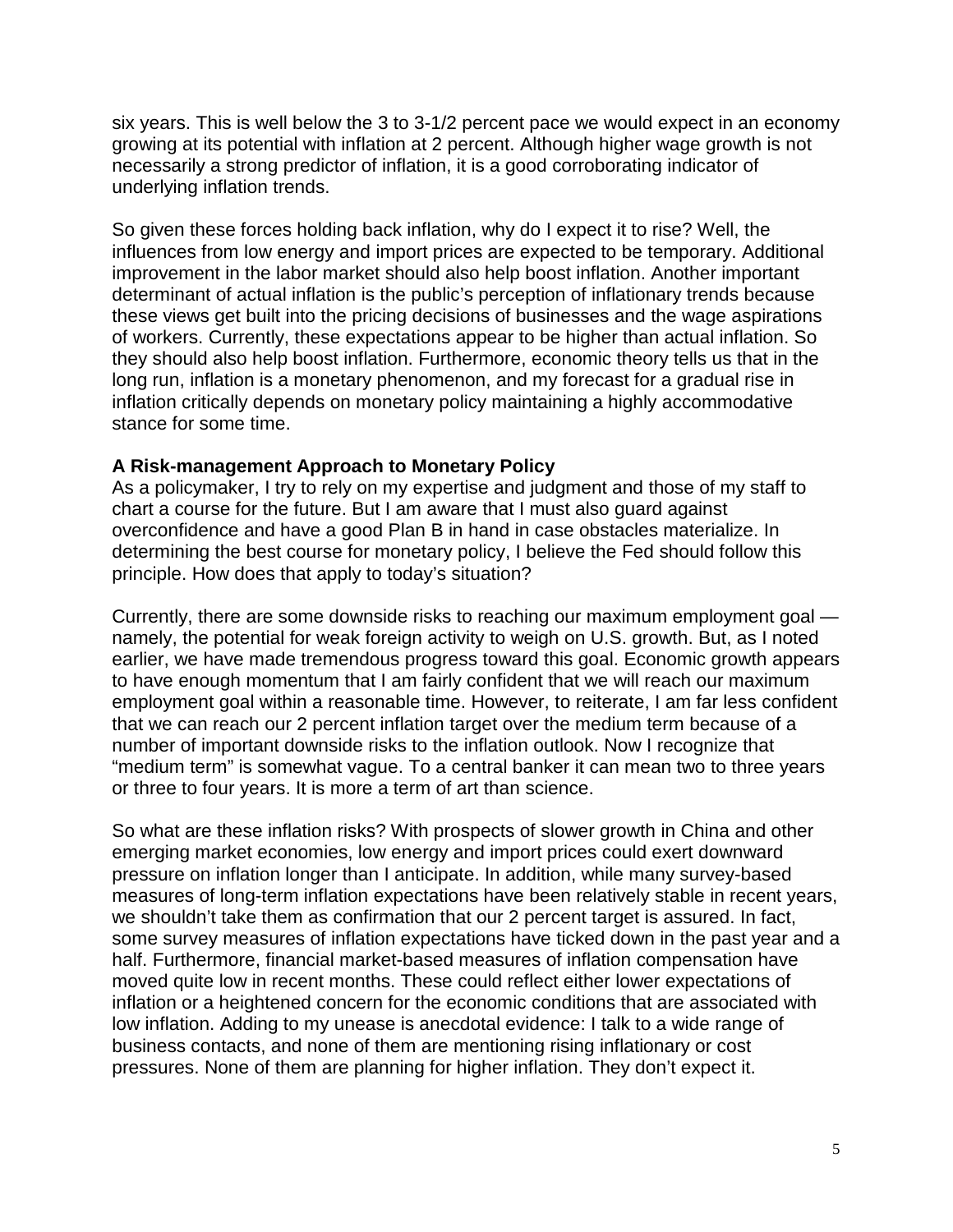six years. This is well below the 3 to 3-1/2 percent pace we would expect in an economy growing at its potential with inflation at 2 percent. Although higher wage growth is not necessarily a strong predictor of inflation, it is a good corroborating indicator of underlying inflation trends.

So given these forces holding back inflation, why do I expect it to rise? Well, the influences from low energy and import prices are expected to be temporary. Additional improvement in the labor market should also help boost inflation. Another important determinant of actual inflation is the public's perception of inflationary trends because these views get built into the pricing decisions of businesses and the wage aspirations of workers. Currently, these expectations appear to be higher than actual inflation. So they should also help boost inflation. Furthermore, economic theory tells us that in the long run, inflation is a monetary phenomenon, and my forecast for a gradual rise in inflation critically depends on monetary policy maintaining a highly accommodative stance for some time.

**A Risk-management Approach to Monetary Policy**

As a policymaker, I try to rely on my expertise and judgment and those of my staff to chart a course for the future. But I am aware that I must also guard against overconfidence and have a good Plan B in hand in case obstacles materialize. In determining the best course for monetary policy, I believe the Fed should follow this principle. How does that apply to today's situation?

Currently, there are some downside risks to reaching our maximum employment goal — namely, the potential for weak foreign activity to weigh on U.S. growth. But, as I noted earlier, we have made tremendous progress toward this goal. Economic growth appears to have enough momentum that I am fairly confident that we will reach our maximum employment goal within a reasonable time. However, to reiterate, I am far less confident that we can reach our 2 percent inflation target over the medium term because of a number of important downside risks to the inflation outlook. Now I recognize that "medium term" is somewhat vague. To a central banker it can mean two to three years or three to four years. It is more a term of art than science.

So what are these inflation risks? With prospects of slower growth in China and other emerging market economies, low energy and import prices could exert downward pressure on inflation longer than I anticipate. In addition, while many survey-based measures of long-term inflation expectations have been relatively stable in recent years, we shouldn't take them as confirmation that our 2 percent target is assured. In fact, some survey measures of inflation expectations have ticked down in the past year and a half. Furthermore, financial market-based measures of inflation compensation have moved quite low in recent months. These could reflect either lower expectations of inflation or a heightened concern for the economic conditions that are associated with low inflation. Adding to my unease is anecdotal evidence: I talk to a wide range of business contacts, and none of them are mentioning rising inflationary or cost pressures. None of them are planning for higher inflation. They don't expect it.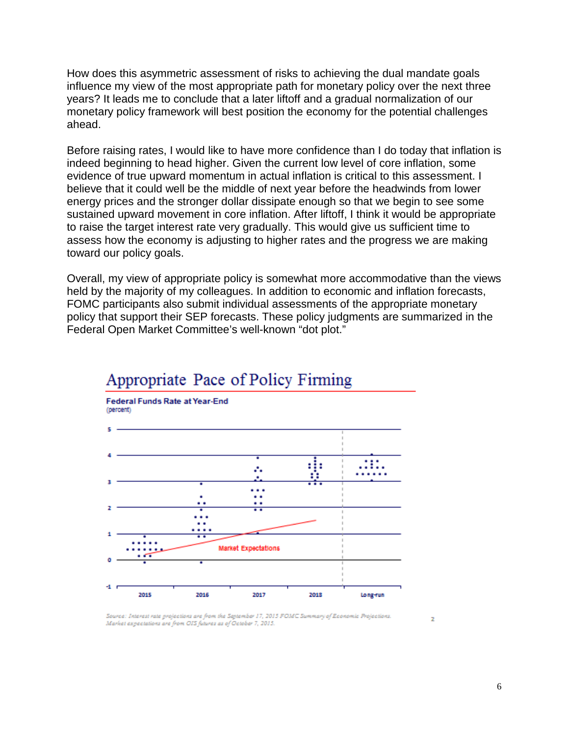How does this asymmetric assessment of risks to achieving the dual mandate goals influence my view of the most appropriate path for monetary policy over the next three years? It leads me to conclude that a later liftoff and a gradual normalization of our monetary policy framework will best position the economy for the potential challenges ahead.

Before raising rates, I would like to have more confidence than I do today that inflation is indeed beginning to head higher. Given the current low level of core inflation, some evidence of true upward momentum in actual inflation is critical to this assessment. I believe that it could well be the middle of next year before the headwinds from lower energy prices and the stronger dollar dissipate enough so that we begin to see some sustained upward movement in core inflation. After liftoff, I think it would be appropriate to raise the target interest rate very gradually. This would give us sufficient time to assess how the economy is adjusting to higher rates and the progress we are making toward our policy goals.

Overall, my view of appropriate policy is somewhat more accommodative than the views held by the majority of my colleagues. In addition to economic and inflation forecasts, FOMC participants also submit individual assessments of the appropriate monetary policy that support their SEP forecasts. These policy judgments are summarized in the Federal Open Market Committee's well-known "dot plot."

## Appropriate Pace of Policy Firming

**Federal Funds Rate at Year-End**
(percent)

Source: Interest rate projections are from the September 17, 2015 FOMC Summary of Economic Projections. Market expectations are from OIS futures as of October 7, 2015.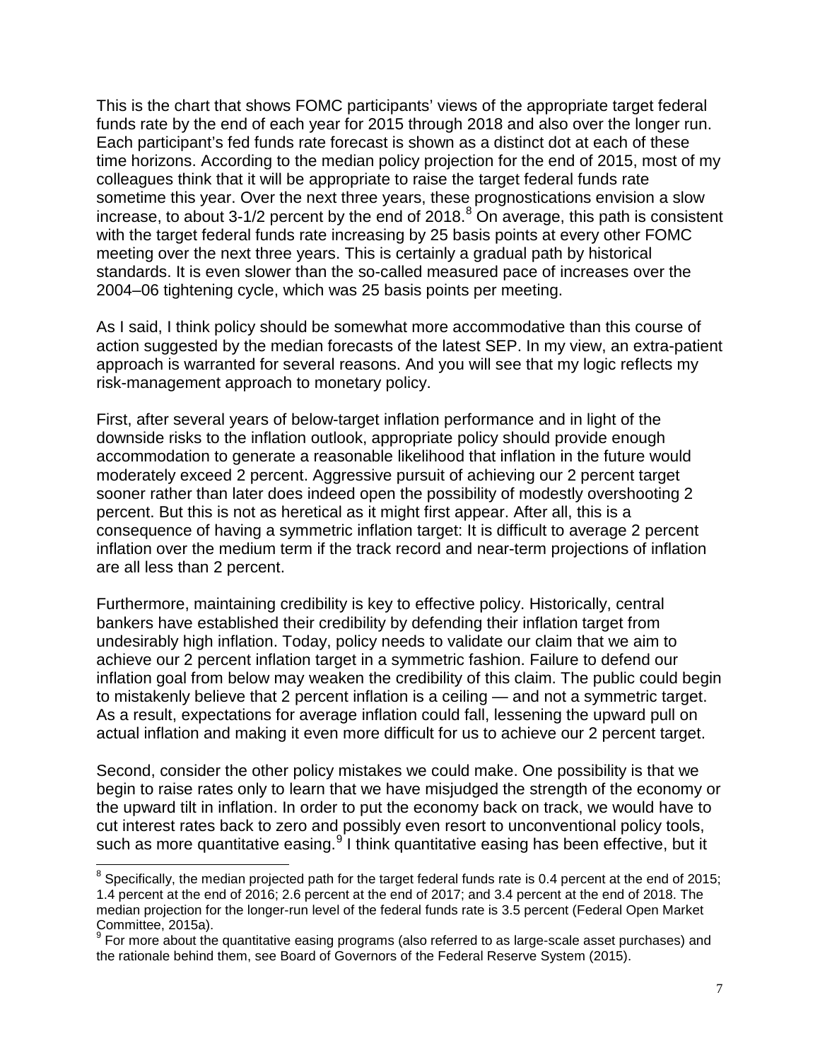This is the chart that shows FOMC participants' views of the appropriate target federal funds rate by the end of each year for 2015 through 2018 and also over the longer run. Each participant's fed funds rate forecast is shown as a distinct dot at each of these time horizons. According to the median policy projection for the end of 2015, most of my colleagues think that it will be appropriate to raise the target federal funds rate sometime this year. Over the next three years, these prognostications envision a slow increase, to about 3-1/2 percent by the end of 2018.[8] On average, this path is consistent with the target federal funds rate increasing by 25 basis points at every other FOMC meeting over the next three years. This is certainly a gradual path by historical standards. It is even slower than the so-called measured pace of increases over the 2004–06 tightening cycle, which was 25 basis points per meeting.

As I said, I think policy should be somewhat more accommodative than this course of action suggested by the median forecasts of the latest SEP. In my view, an extra-patient approach is warranted for several reasons. And you will see that my logic reflects my risk-management approach to monetary policy.

First, after several years of below-target inflation performance and in light of the downside risks to the inflation outlook, appropriate policy should provide enough accommodation to generate a reasonable likelihood that inflation in the future would moderately exceed 2 percent. Aggressive pursuit of achieving our 2 percent target sooner rather than later does indeed open the possibility of modestly overshooting 2 percent. But this is not as heretical as it might first appear. After all, this is a consequence of having a symmetric inflation target: It is difficult to average 2 percent inflation over the medium term if the track record and near-term projections of inflation are all less than 2 percent.

Furthermore, maintaining credibility is key to effective policy. Historically, central bankers have established their credibility by defending their inflation target from undesirably high inflation. Today, policy needs to validate our claim that we aim to achieve our 2 percent inflation target in a symmetric fashion. Failure to defend our inflation goal from below may weaken the credibility of this claim. The public could begin to mistakenly believe that 2 percent inflation is a ceiling — and not a symmetric target. As a result, expectations for average inflation could fall, lessening the upward pull on actual inflation and making it even more difficult for us to achieve our 2 percent target.

Second, consider the other policy mistakes we could make. One possibility is that we begin to raise rates only to learn that we have misjudged the strength of the economy or the upward tilt in inflation. In order to put the economy back on track, we would have to cut interest rates back to zero and possibly even resort to unconventional policy tools, such as more quantitative easing.[9] I think quantitative easing has been effective, but it

---

[8] Specifically, the median projected path for the target federal funds rate is 0.4 percent at the end of 2015; 1.4 percent at the end of 2016; 2.6 percent at the end of 2017; and 3.4 percent at the end of 2018. The median projection for the longer-run level of the federal funds rate is 3.5 percent (Federal Open Market Committee, 2015a).

[9] For more about the quantitative easing programs (also referred to as large-scale asset purchases) and the rationale behind them, see Board of Governors of the Federal Reserve System (2015).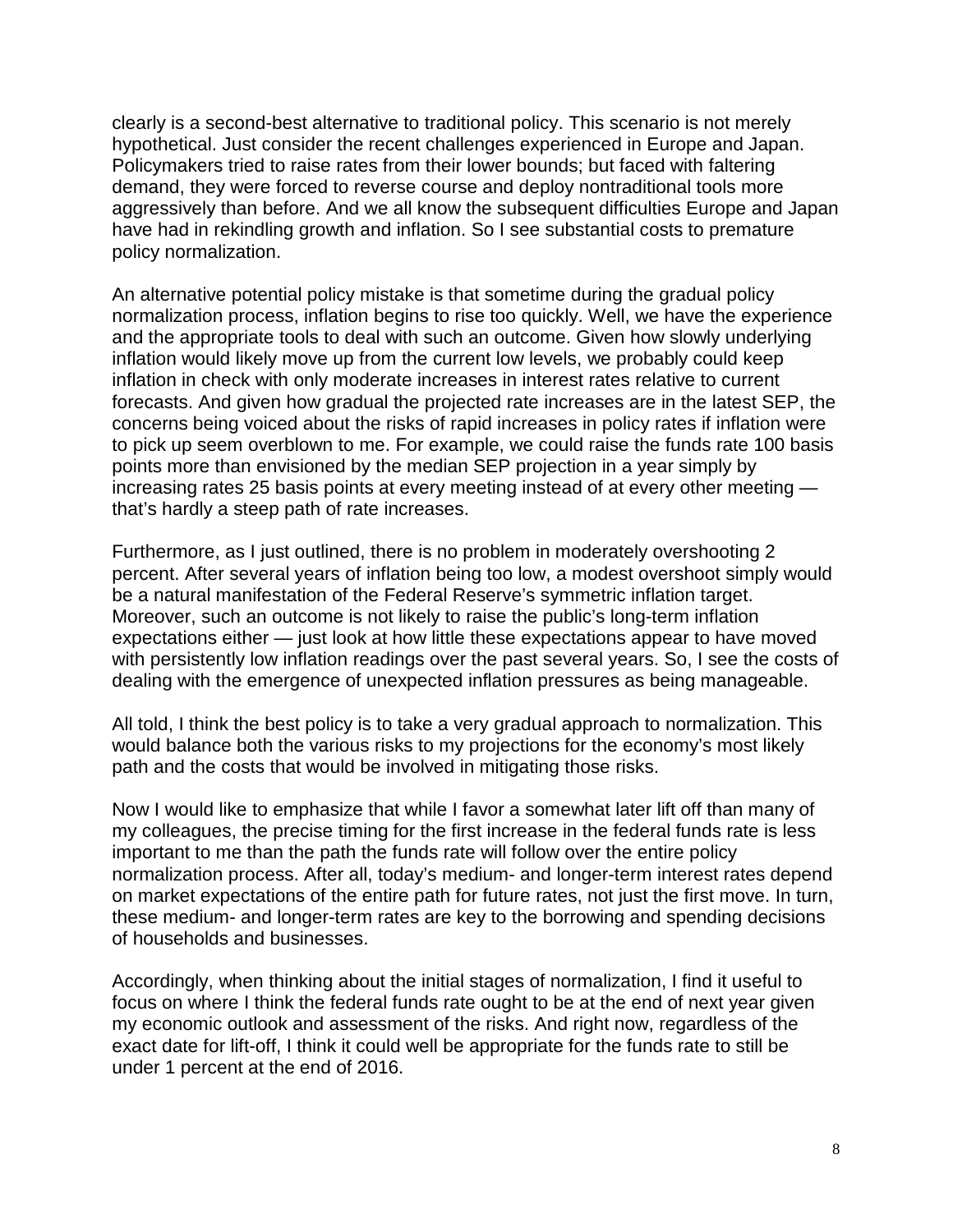clearly is a second-best alternative to traditional policy. This scenario is not merely hypothetical. Just consider the recent challenges experienced in Europe and Japan. Policymakers tried to raise rates from their lower bounds; but faced with faltering demand, they were forced to reverse course and deploy nontraditional tools more aggressively than before. And we all know the subsequent difficulties Europe and Japan have had in rekindling growth and inflation. So I see substantial costs to premature policy normalization.

An alternative potential policy mistake is that sometime during the gradual policy normalization process, inflation begins to rise too quickly. Well, we have the experience and the appropriate tools to deal with such an outcome. Given how slowly underlying inflation would likely move up from the current low levels, we probably could keep inflation in check with only moderate increases in interest rates relative to current forecasts. And given how gradual the projected rate increases are in the latest SEP, the concerns being voiced about the risks of rapid increases in policy rates if inflation were to pick up seem overblown to me. For example, we could raise the funds rate 100 basis points more than envisioned by the median SEP projection in a year simply by increasing rates 25 basis points at every meeting instead of at every other meeting — that's hardly a steep path of rate increases.

Furthermore, as I just outlined, there is no problem in moderately overshooting 2 percent. After several years of inflation being too low, a modest overshoot simply would be a natural manifestation of the Federal Reserve's symmetric inflation target. Moreover, such an outcome is not likely to raise the public's long-term inflation expectations either — just look at how little these expectations appear to have moved with persistently low inflation readings over the past several years. So, I see the costs of dealing with the emergence of unexpected inflation pressures as being manageable.

All told, I think the best policy is to take a very gradual approach to normalization. This would balance both the various risks to my projections for the economy's most likely path and the costs that would be involved in mitigating those risks.

Now I would like to emphasize that while I favor a somewhat later lift off than many of my colleagues, the precise timing for the first increase in the federal funds rate is less important to me than the path the funds rate will follow over the entire policy normalization process. After all, today's medium- and longer-term interest rates depend on market expectations of the entire path for future rates, not just the first move. In turn, these medium- and longer-term rates are key to the borrowing and spending decisions of households and businesses.

Accordingly, when thinking about the initial stages of normalization, I find it useful to focus on where I think the federal funds rate ought to be at the end of next year given my economic outlook and assessment of the risks. And right now, regardless of the exact date for lift-off, I think it could well be appropriate for the funds rate to still be under 1 percent at the end of 2016.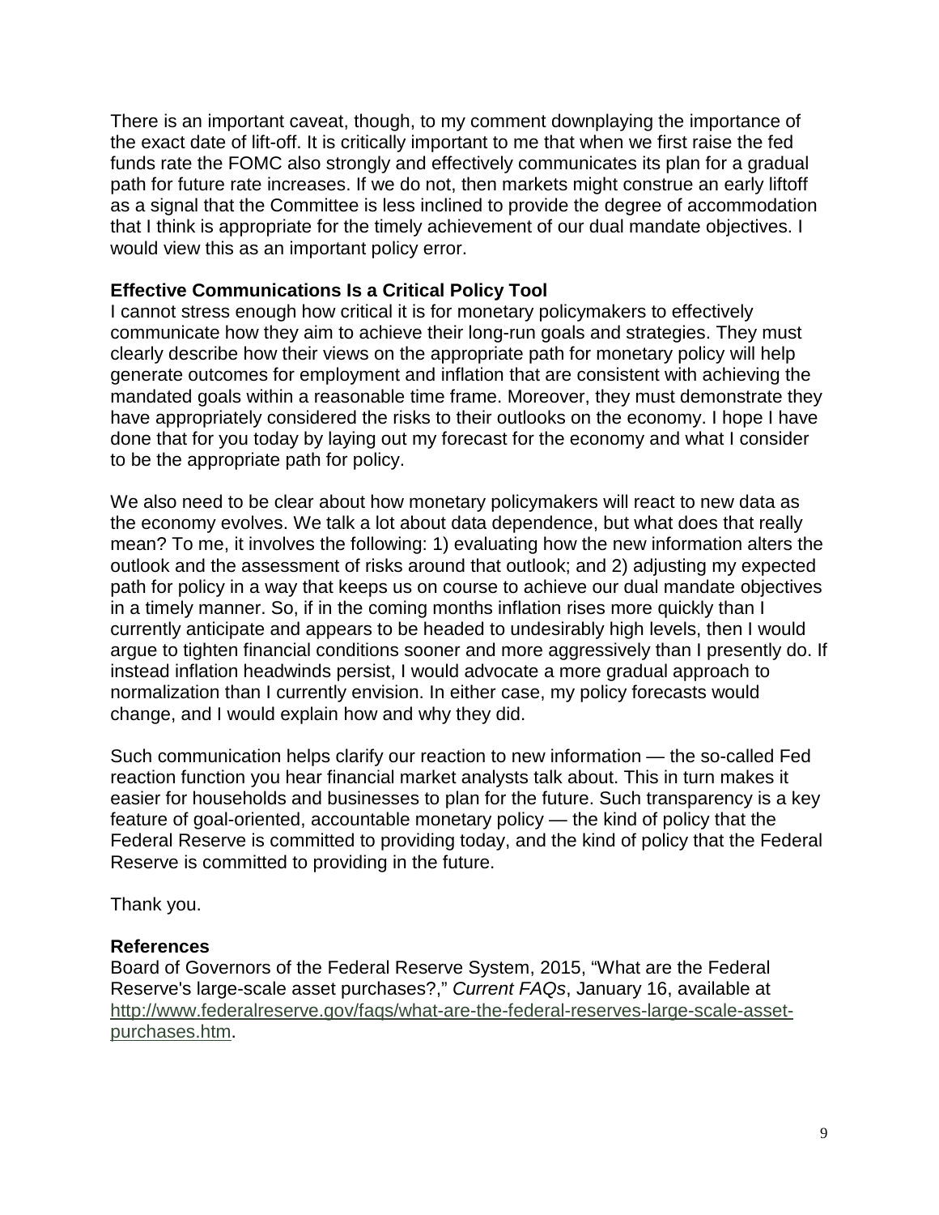There is an important caveat, though, to my comment downplaying the importance of the exact date of lift-off. It is critically important to me that when we first raise the fed funds rate the FOMC also strongly and effectively communicates its plan for a gradual path for future rate increases. If we do not, then markets might construe an early liftoff as a signal that the Committee is less inclined to provide the degree of accommodation that I think is appropriate for the timely achievement of our dual mandate objectives. I would view this as an important policy error.

**Effective Communications Is a Critical Policy Tool**

I cannot stress enough how critical it is for monetary policymakers to effectively communicate how they aim to achieve their long-run goals and strategies. They must clearly describe how their views on the appropriate path for monetary policy will help generate outcomes for employment and inflation that are consistent with achieving the mandated goals within a reasonable time frame. Moreover, they must demonstrate they have appropriately considered the risks to their outlooks on the economy. I hope I have done that for you today by laying out my forecast for the economy and what I consider to be the appropriate path for policy.

We also need to be clear about how monetary policymakers will react to new data as the economy evolves. We talk a lot about data dependence, but what does that really mean? To me, it involves the following: 1) evaluating how the new information alters the outlook and the assessment of risks around that outlook; and 2) adjusting my expected path for policy in a way that keeps us on course to achieve our dual mandate objectives in a timely manner. So, if in the coming months inflation rises more quickly than I currently anticipate and appears to be headed to undesirably high levels, then I would argue to tighten financial conditions sooner and more aggressively than I presently do. If instead inflation headwinds persist, I would advocate a more gradual approach to normalization than I currently envision. In either case, my policy forecasts would change, and I would explain how and why they did.

Such communication helps clarify our reaction to new information — the so-called Fed reaction function you hear financial market analysts talk about. This in turn makes it easier for households and businesses to plan for the future. Such transparency is a key feature of goal-oriented, accountable monetary policy — the kind of policy that the Federal Reserve is committed to providing today, and the kind of policy that the Federal Reserve is committed to providing in the future.

Thank you.

**References**

Board of Governors of the Federal Reserve System, 2015, "What are the Federal Reserve's large-scale asset purchases?," *Current FAQs*, January 16, available at http://www.federalreserve.gov/faqs/what-are-the-federal-reserves-large-scale-asset-purchases.htm.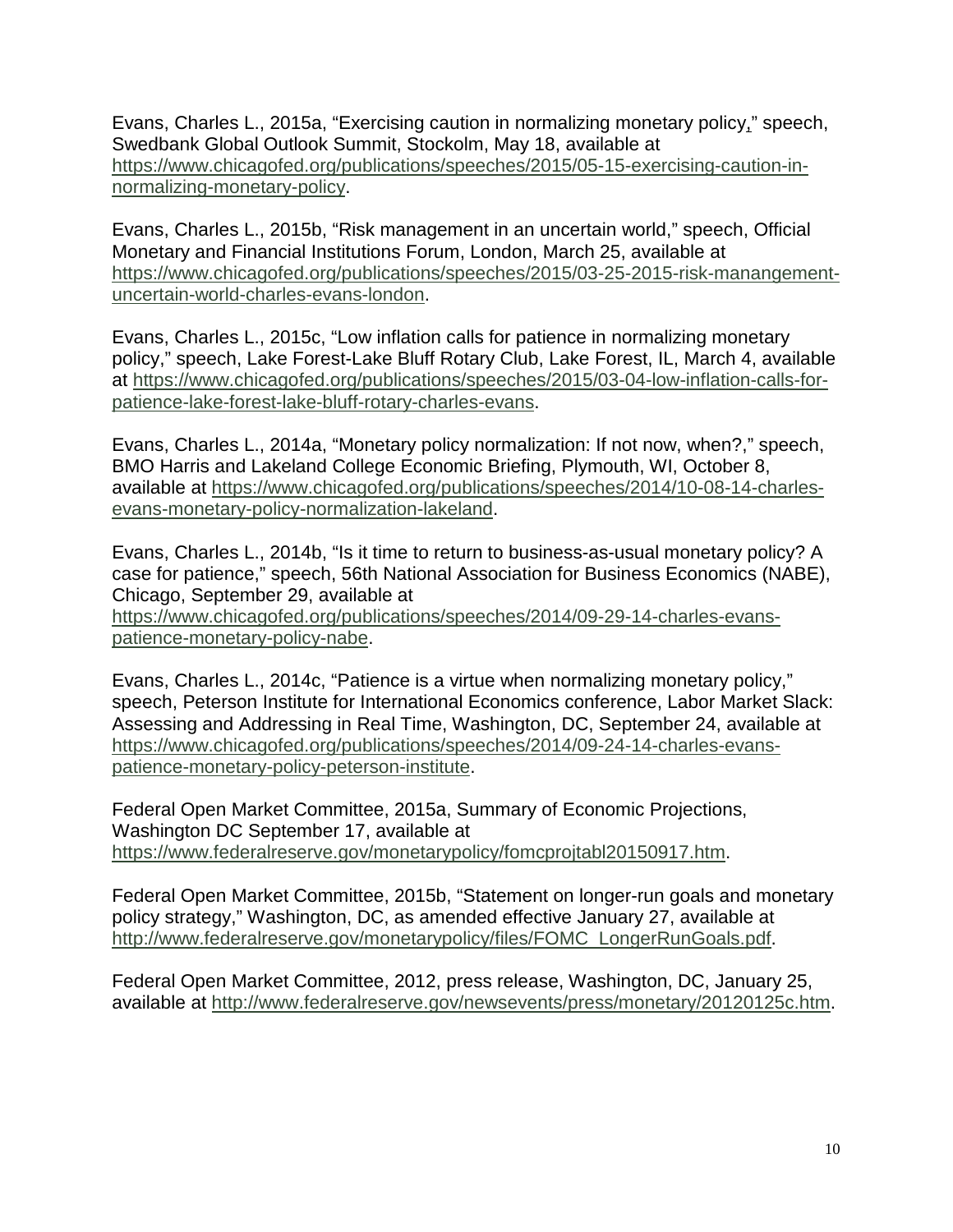Evans, Charles L., 2015a, "Exercising caution in normalizing monetary policy," speech, Swedbank Global Outlook Summit, Stockolm, May 18, available at https://www.chicagofed.org/publications/speeches/2015/05-15-exercising-caution-in-normalizing-monetary-policy.

Evans, Charles L., 2015b, "Risk management in an uncertain world," speech, Official Monetary and Financial Institutions Forum, London, March 25, available at https://www.chicagofed.org/publications/speeches/2015/03-25-2015-risk-manangement-uncertain-world-charles-evans-london.

Evans, Charles L., 2015c, "Low inflation calls for patience in normalizing monetary policy," speech, Lake Forest-Lake Bluff Rotary Club, Lake Forest, IL, March 4, available at https://www.chicagofed.org/publications/speeches/2015/03-04-low-inflation-calls-for-patience-lake-forest-lake-bluff-rotary-charles-evans.

Evans, Charles L., 2014a, "Monetary policy normalization: If not now, when?," speech, BMO Harris and Lakeland College Economic Briefing, Plymouth, WI, October 8, available at https://www.chicagofed.org/publications/speeches/2014/10-08-14-charles-evans-monetary-policy-normalization-lakeland.

Evans, Charles L., 2014b, "Is it time to return to business-as-usual monetary policy? A case for patience," speech, 56th National Association for Business Economics (NABE), Chicago, September 29, available at https://www.chicagofed.org/publications/speeches/2014/09-29-14-charles-evans-patience-monetary-policy-nabe.

Evans, Charles L., 2014c, "Patience is a virtue when normalizing monetary policy," speech, Peterson Institute for International Economics conference, Labor Market Slack: Assessing and Addressing in Real Time, Washington, DC, September 24, available at https://www.chicagofed.org/publications/speeches/2014/09-24-14-charles-evans-patience-monetary-policy-peterson-institute.

Federal Open Market Committee, 2015a, Summary of Economic Projections, Washington DC September 17, available at https://www.federalreserve.gov/monetarypolicy/fomcprojtabl20150917.htm.

Federal Open Market Committee, 2015b, "Statement on longer-run goals and monetary policy strategy," Washington, DC, as amended effective January 27, available at http://www.federalreserve.gov/monetarypolicy/files/FOMC_LongerRunGoals.pdf.

Federal Open Market Committee, 2012, press release, Washington, DC, January 25, available at http://www.federalreserve.gov/newsevents/press/monetary/20120125c.htm.